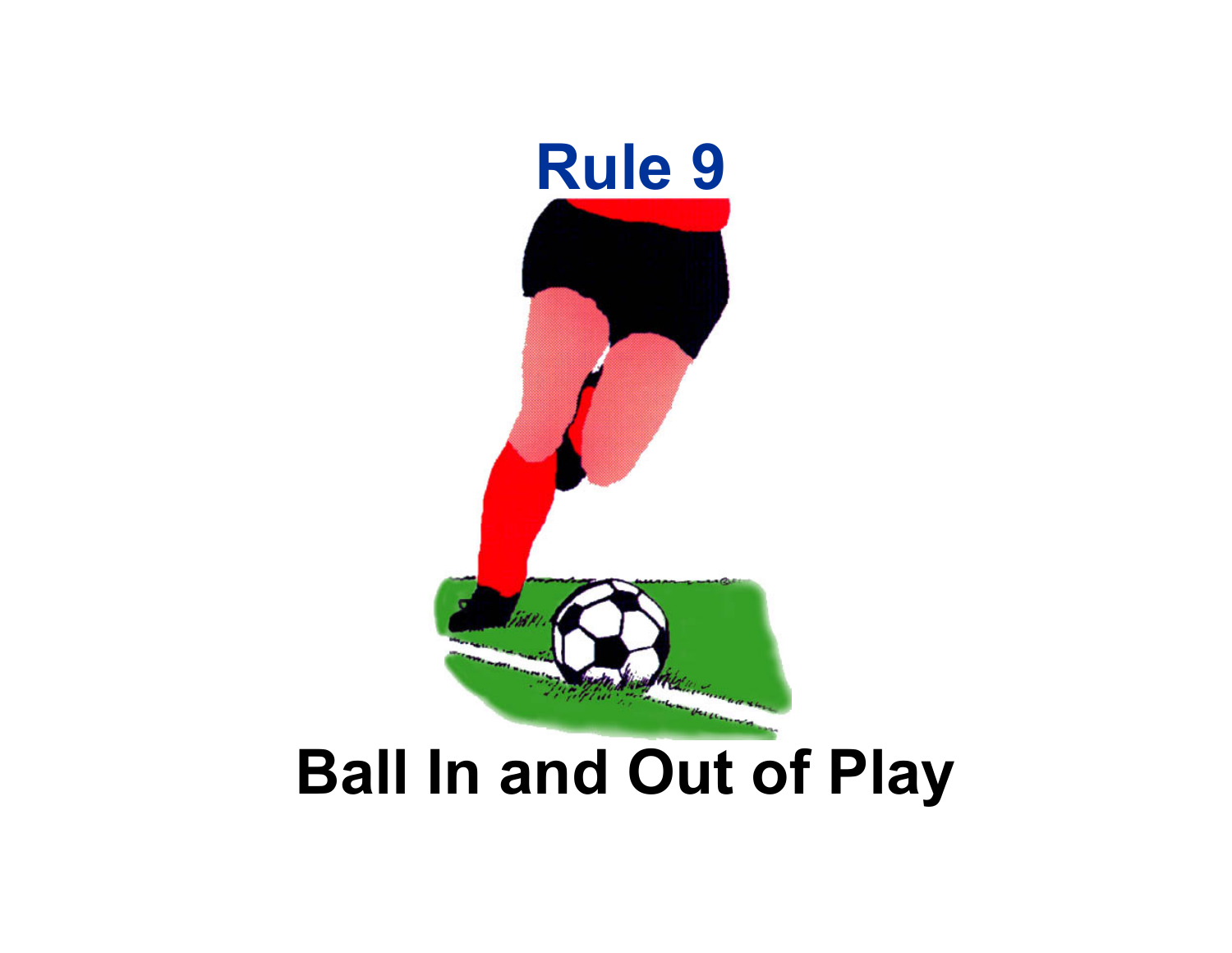# Rule 9

# Ball In and Out of Play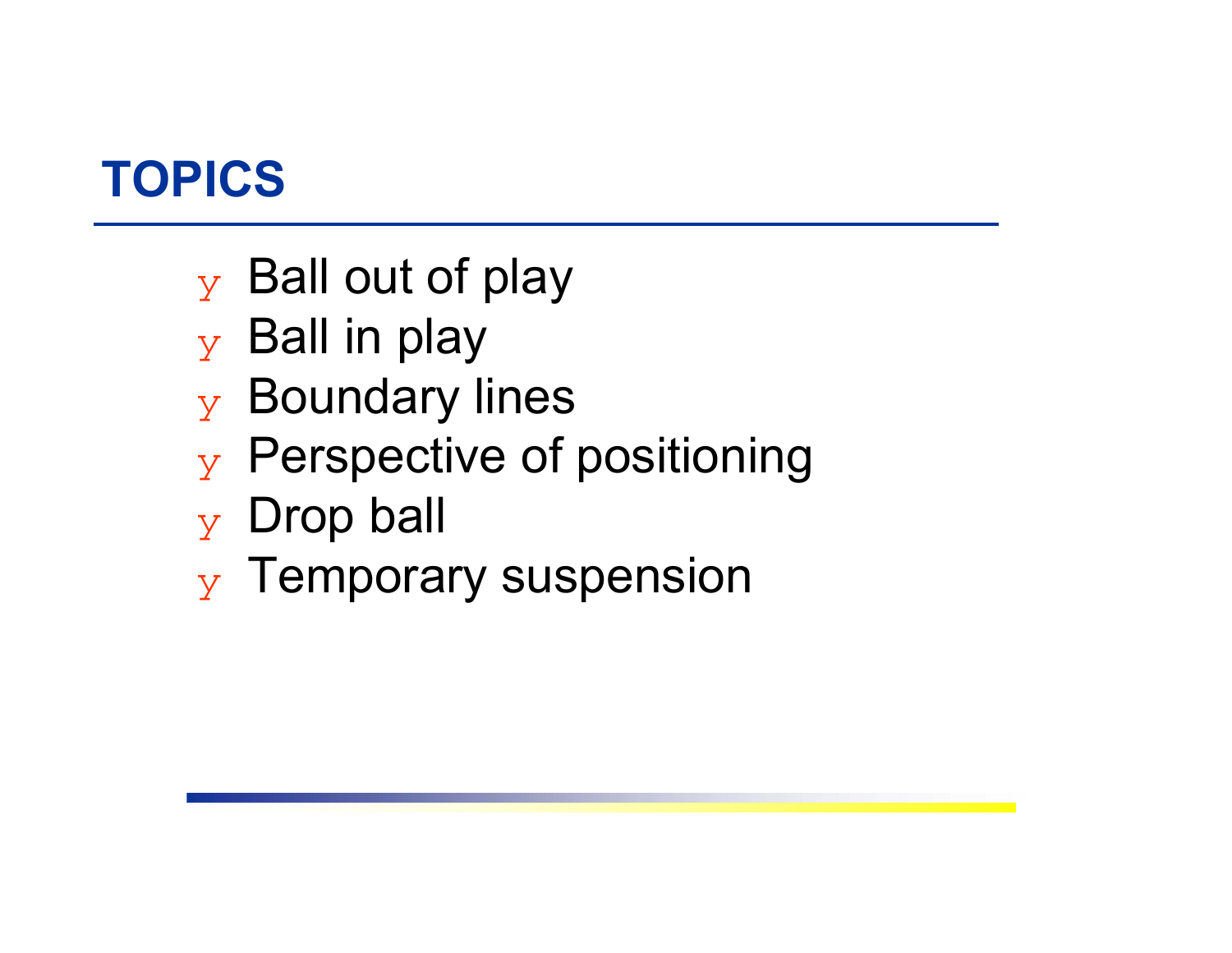# TOPICS

- Ball out of play
- Ball in play
- Boundary lines
- Perspective of positioning
- Drop ball
- Temporary suspension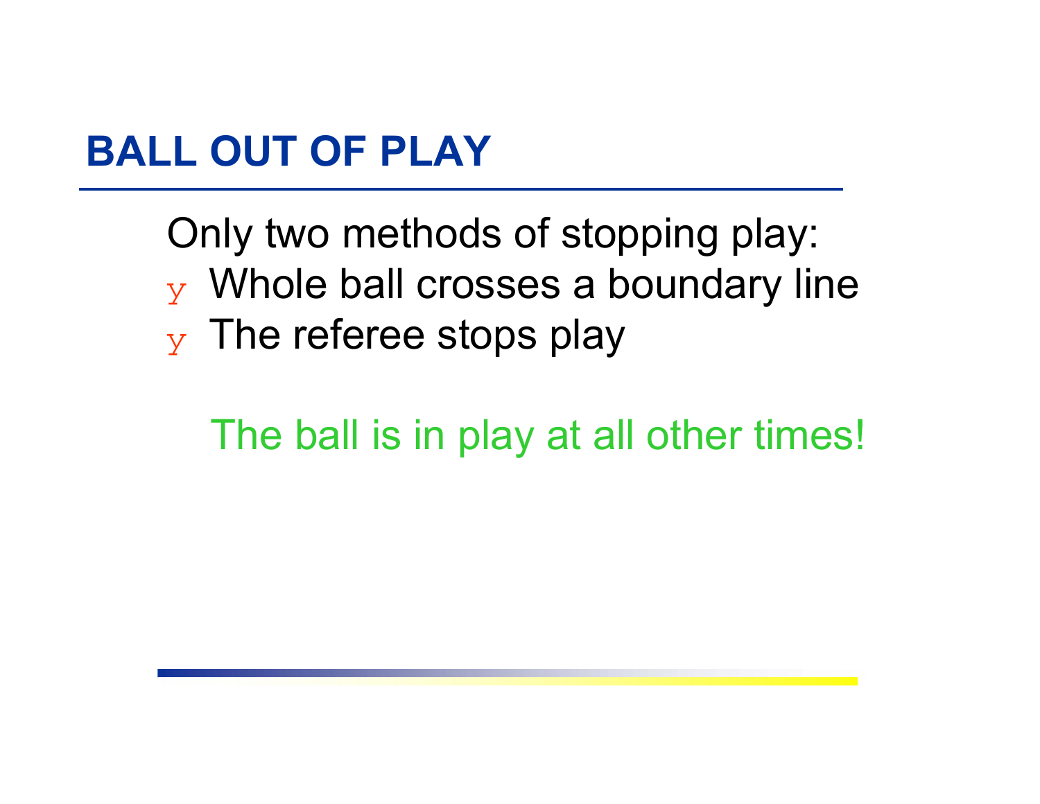# BALL OUT OF PLAY

Only two methods of stopping play:

- Whole ball crosses a boundary line
- The referee stops play

The ball is in play at all other times!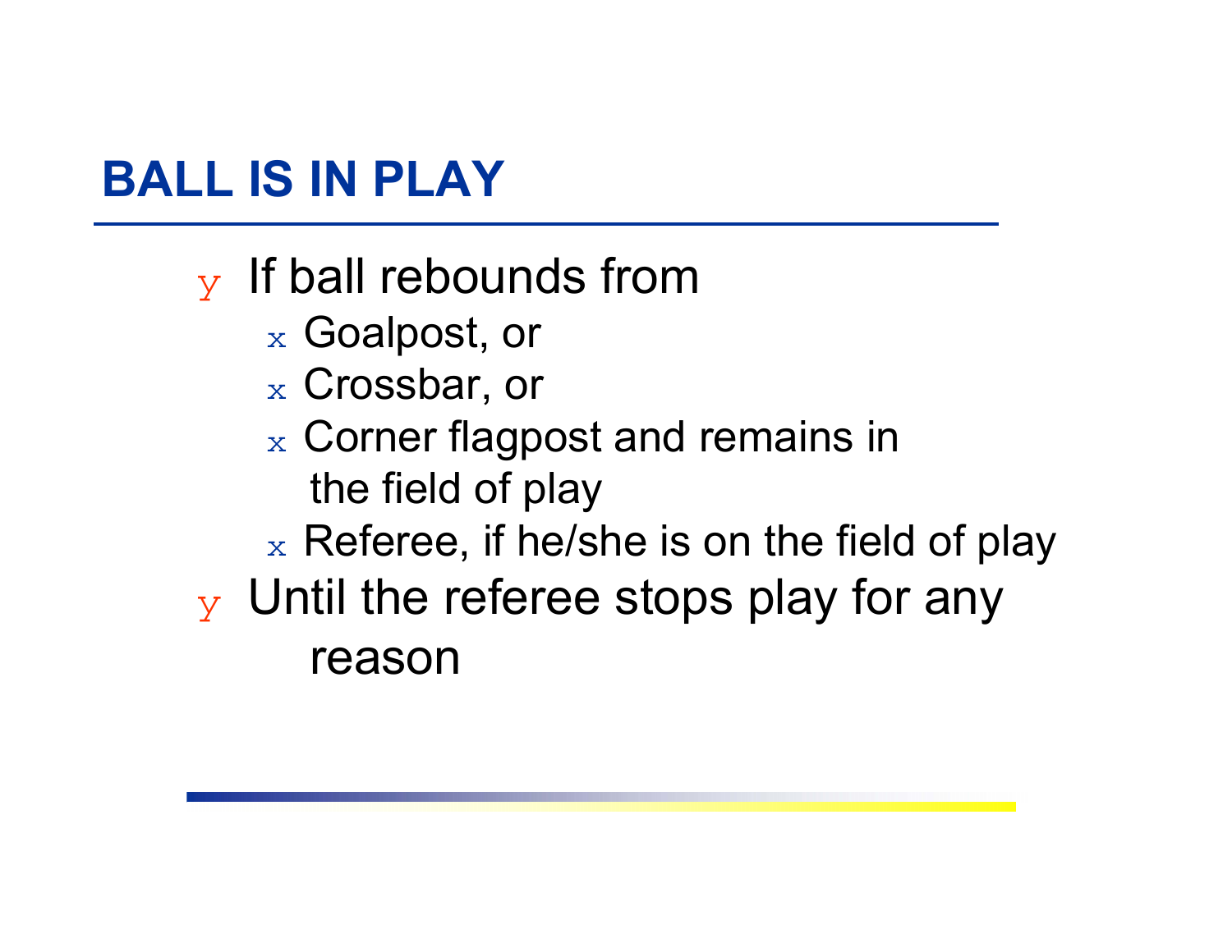# BALL IS IN PLAY

- If ball rebounds from
  - Goalpost, or
  - Crossbar, or
  - Corner flagpost and remains in the field of play
  - Referee, if he/she is on the field of play
- Until the referee stops play for any reason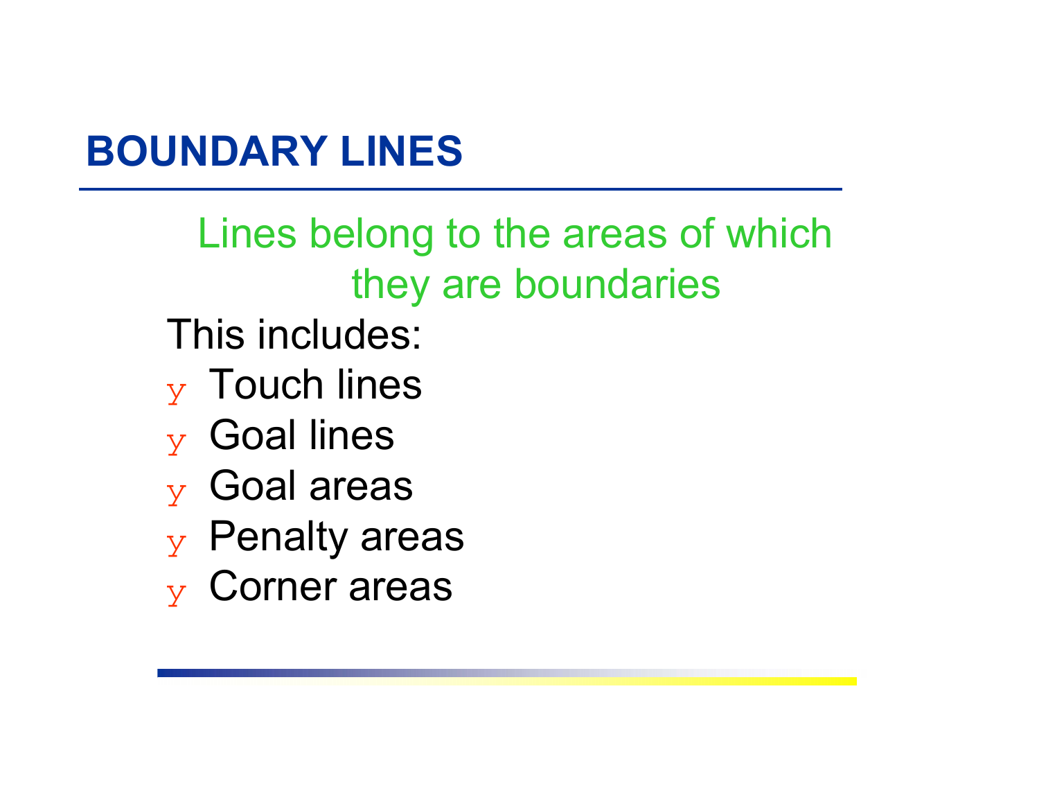# BOUNDARY LINES

Lines belong to the areas of which they are boundaries

This includes:

- Touch lines
- Goal lines
- Goal areas
- Penalty areas
- Corner areas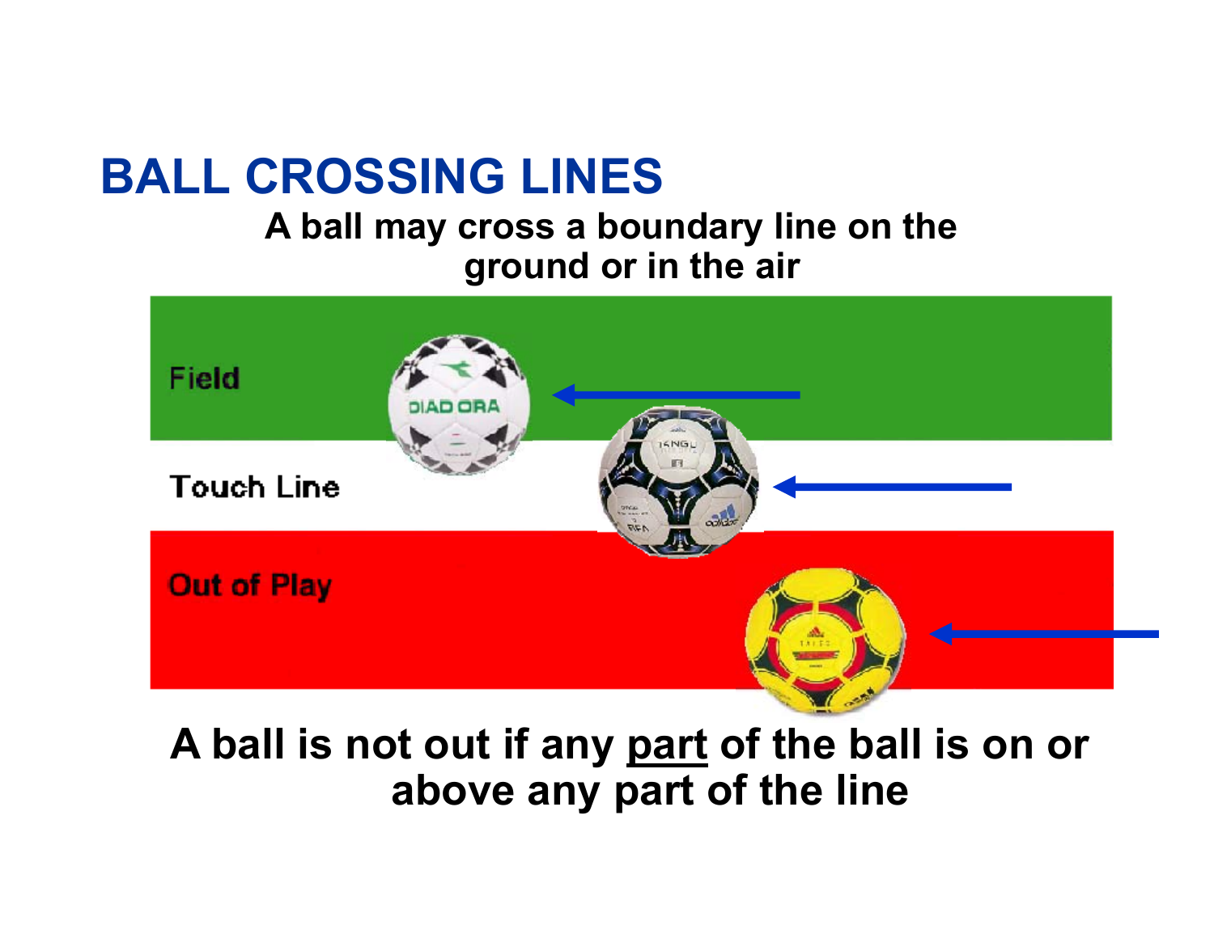# BALL CROSSING LINES

**A ball may cross a boundary line on the ground or in the air**

Field

Touch Line

Out of Play

**A ball is not out if any <u>part</u> of the ball is on or above any part of the line**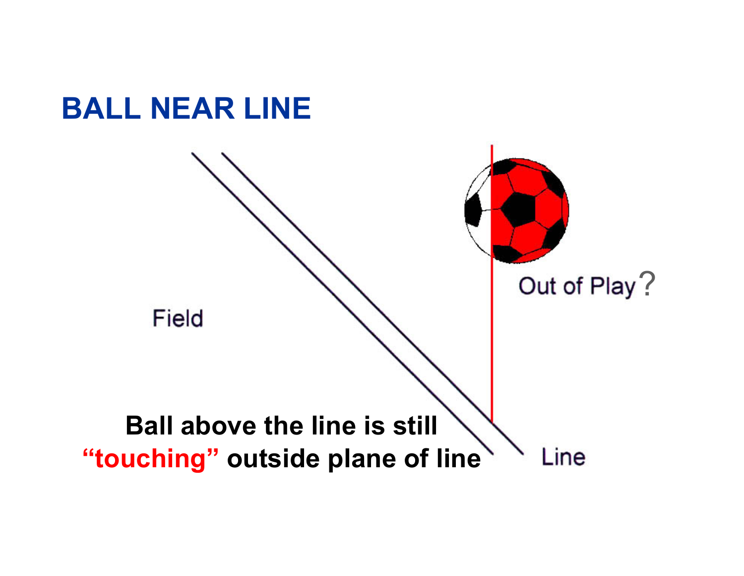# BALL NEAR LINE

Field

Out of Play?

Line

**Ball above the line is still "touching" outside plane of line**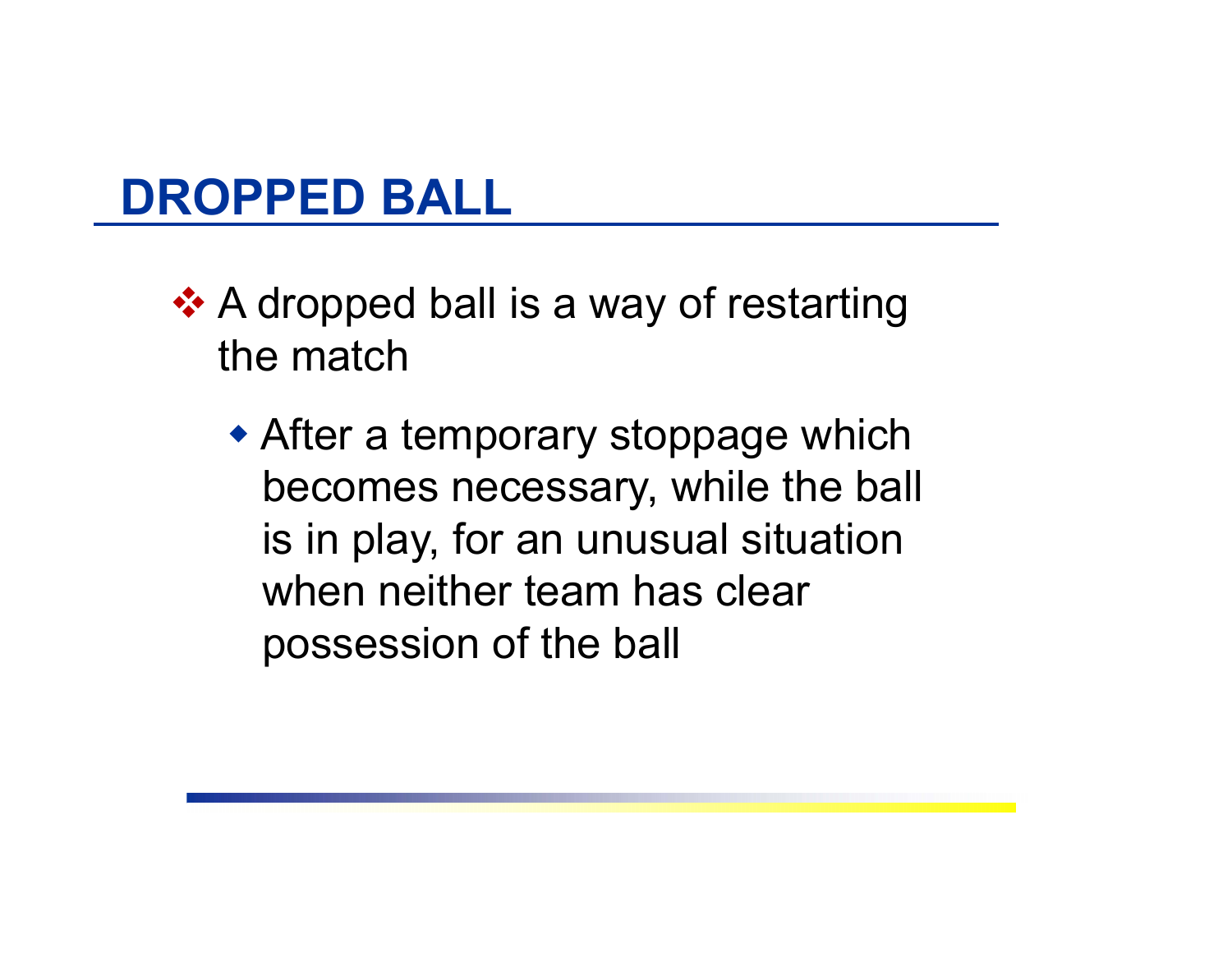# DROPPED BALL

- A dropped ball is a way of restarting the match
  - After a temporary stoppage which becomes necessary, while the ball is in play, for an unusual situation when neither team has clear possession of the ball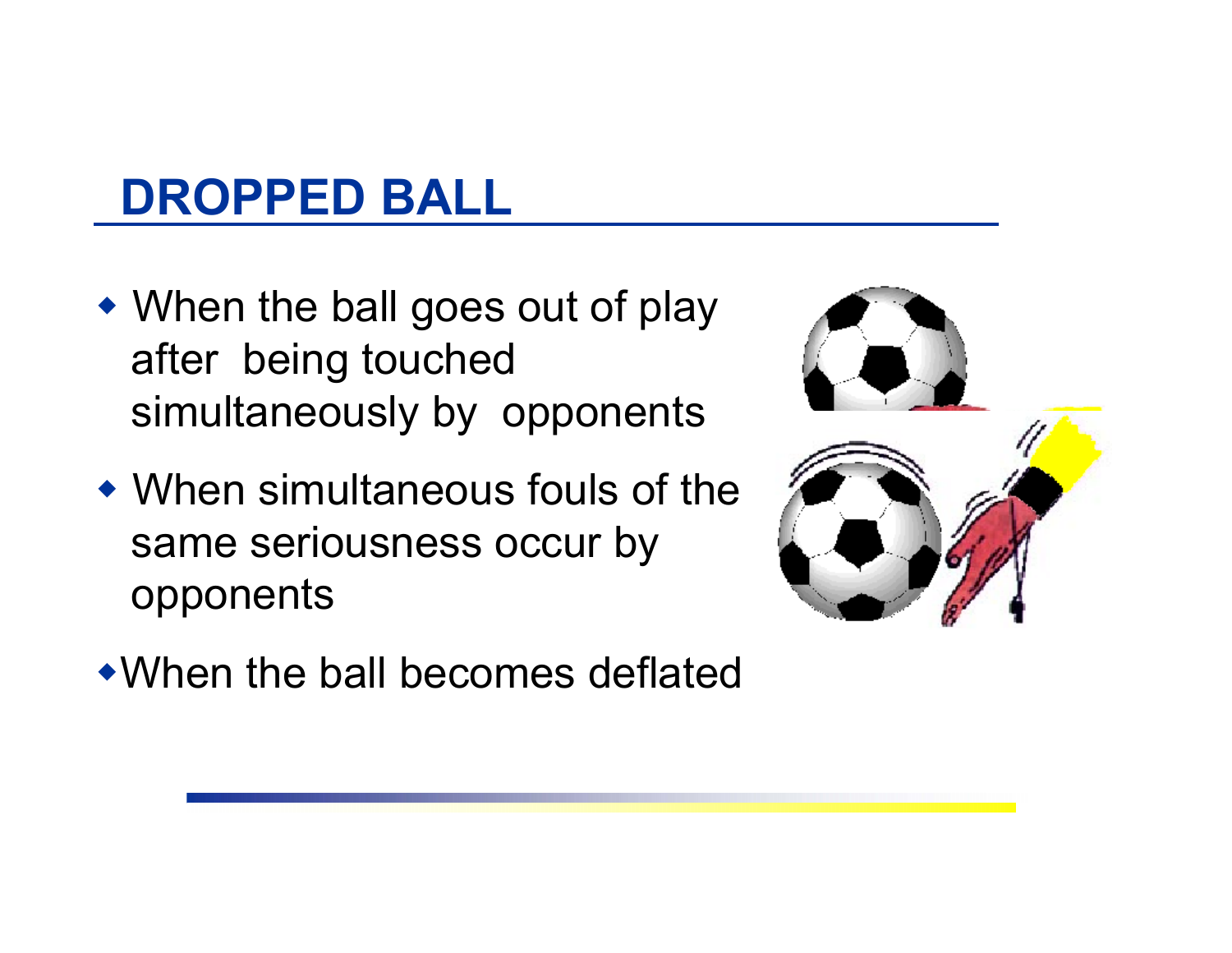## DROPPED BALL

- When the ball goes out of play after being touched simultaneously by opponents
- When simultaneous fouls of the same seriousness occur by opponents
- When the ball becomes deflated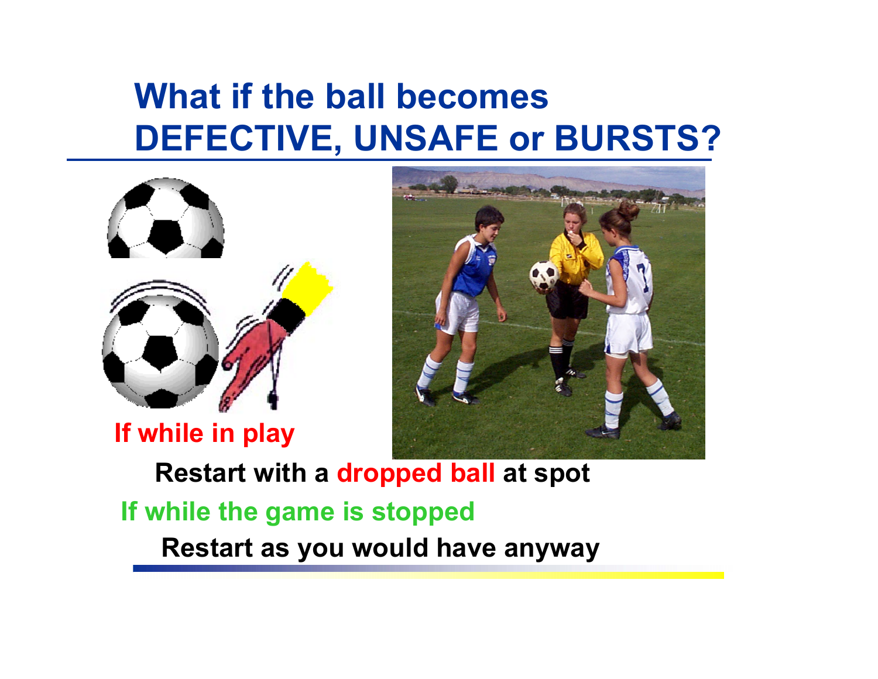# What if the ball becomes DEFECTIVE, UNSAFE or BURSTS?

**If while in play**

**Restart with a dropped ball at spot**

**If while the game is stopped**

**Restart as you would have anyway**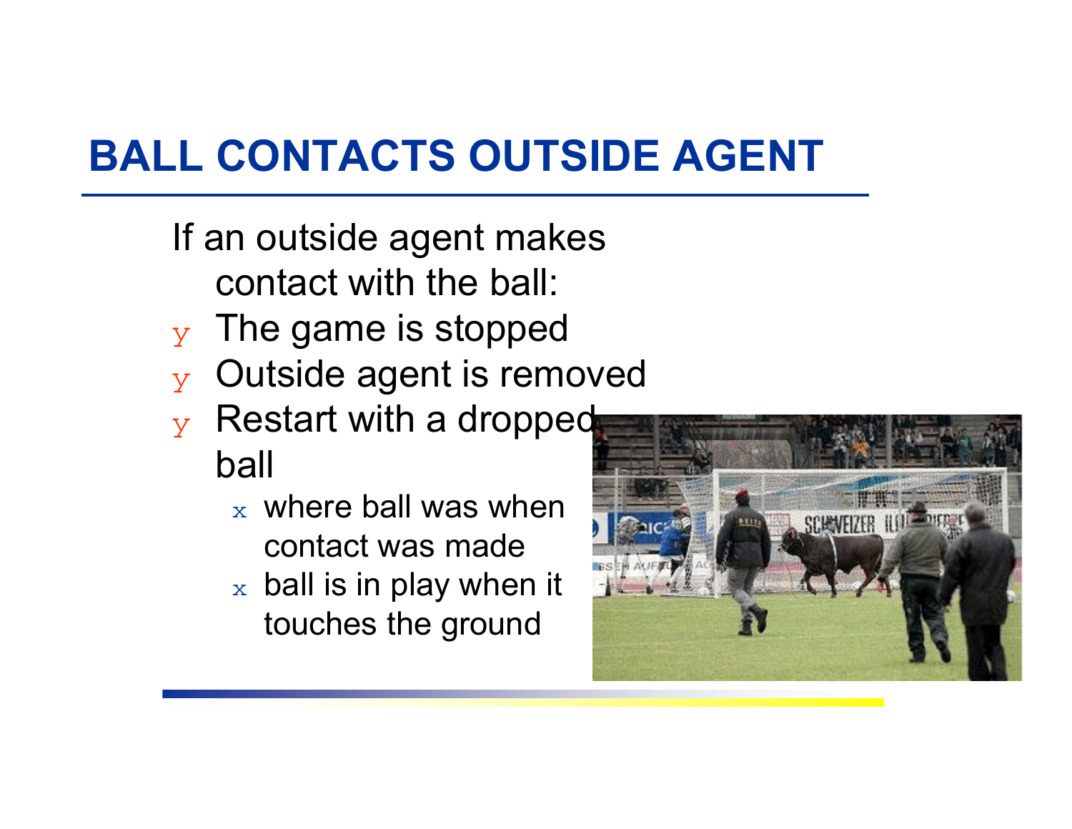# BALL CONTACTS OUTSIDE AGENT

If an outside agent makes contact with the ball:

- The game is stopped
- Outside agent is removed
- Restart with a dropped ball
  - where ball was when contact was made
  - ball is in play when it touches the ground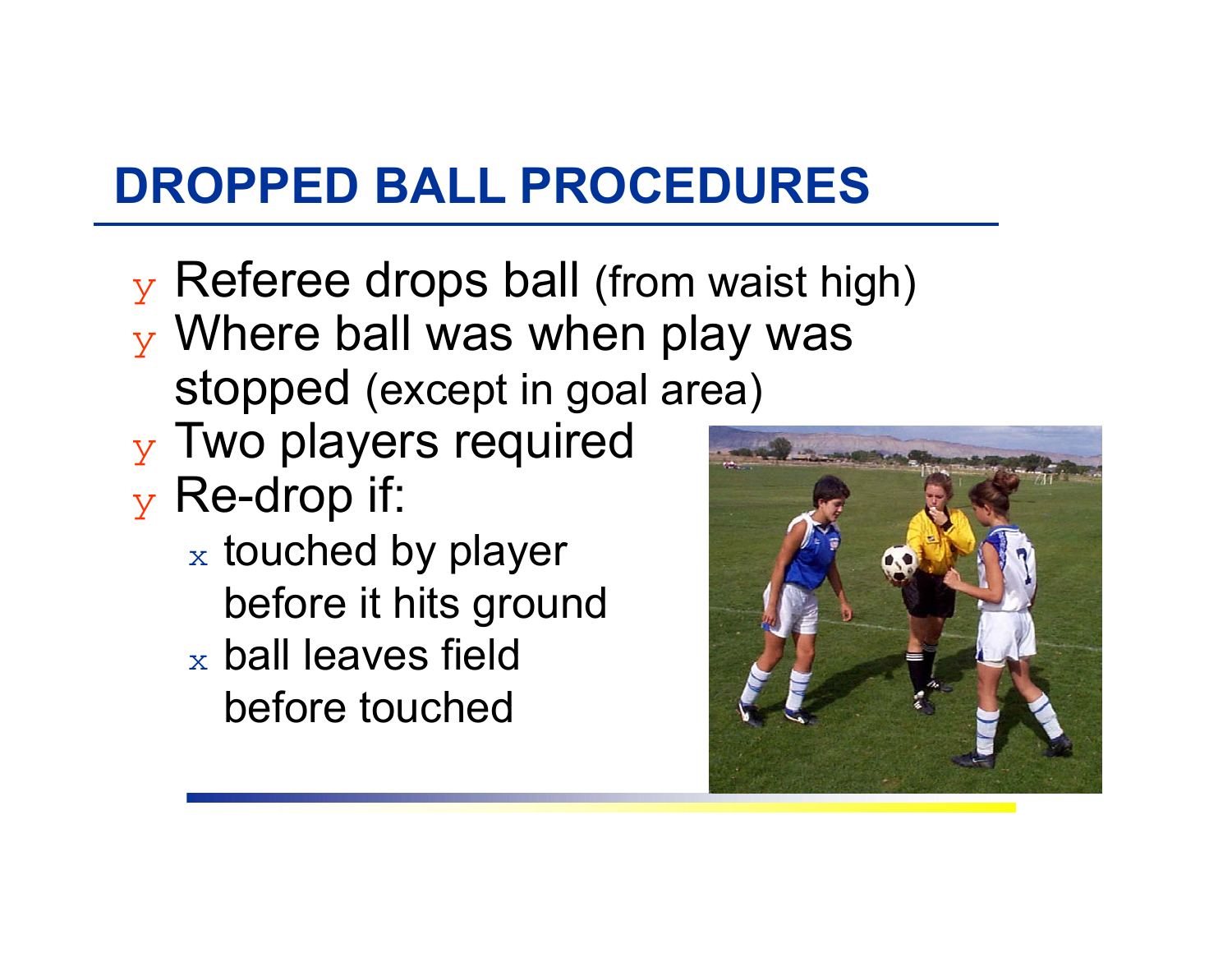# DROPPED BALL PROCEDURES

- Referee drops ball (from waist high)
- Where ball was when play was stopped (except in goal area)
- Two players required
- Re-drop if:
  - touched by player before it hits ground
  - ball leaves field before touched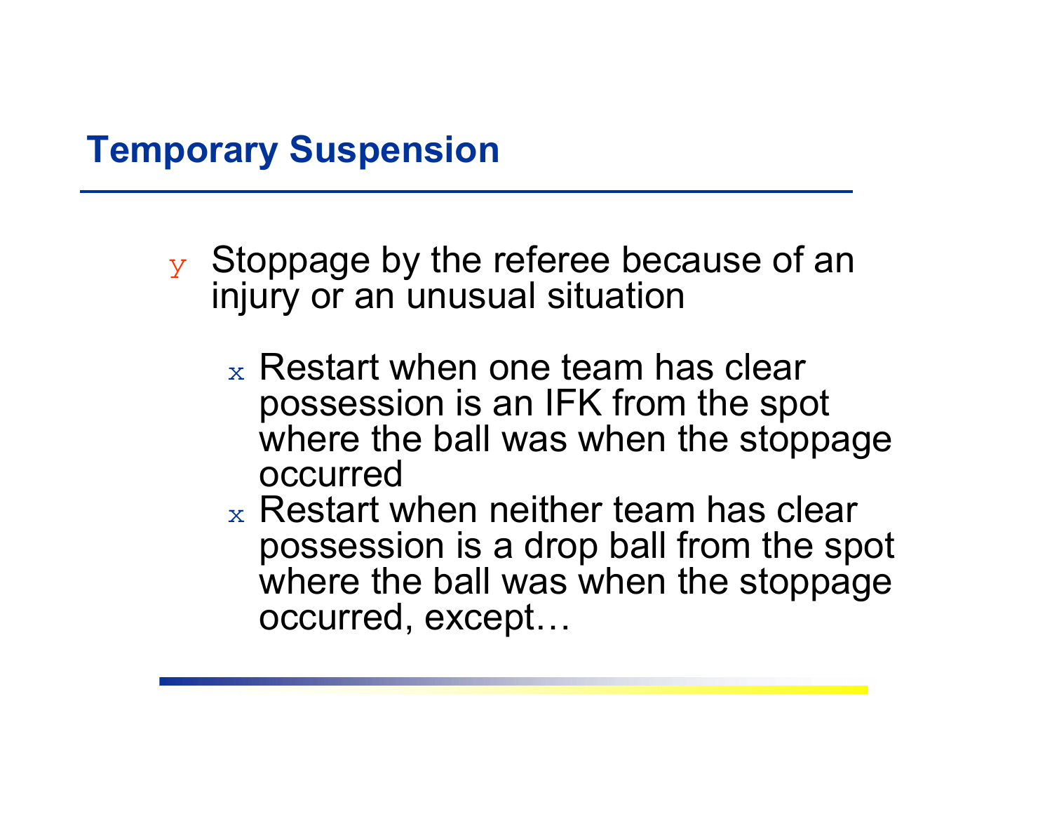## Temporary Suspension

- Stoppage by the referee because of an injury or an unusual situation
  - Restart when one team has clear possession is an IFK from the spot where the ball was when the stoppage occurred
  - Restart when neither team has clear possession is a drop ball from the spot where the ball was when the stoppage occurred, except…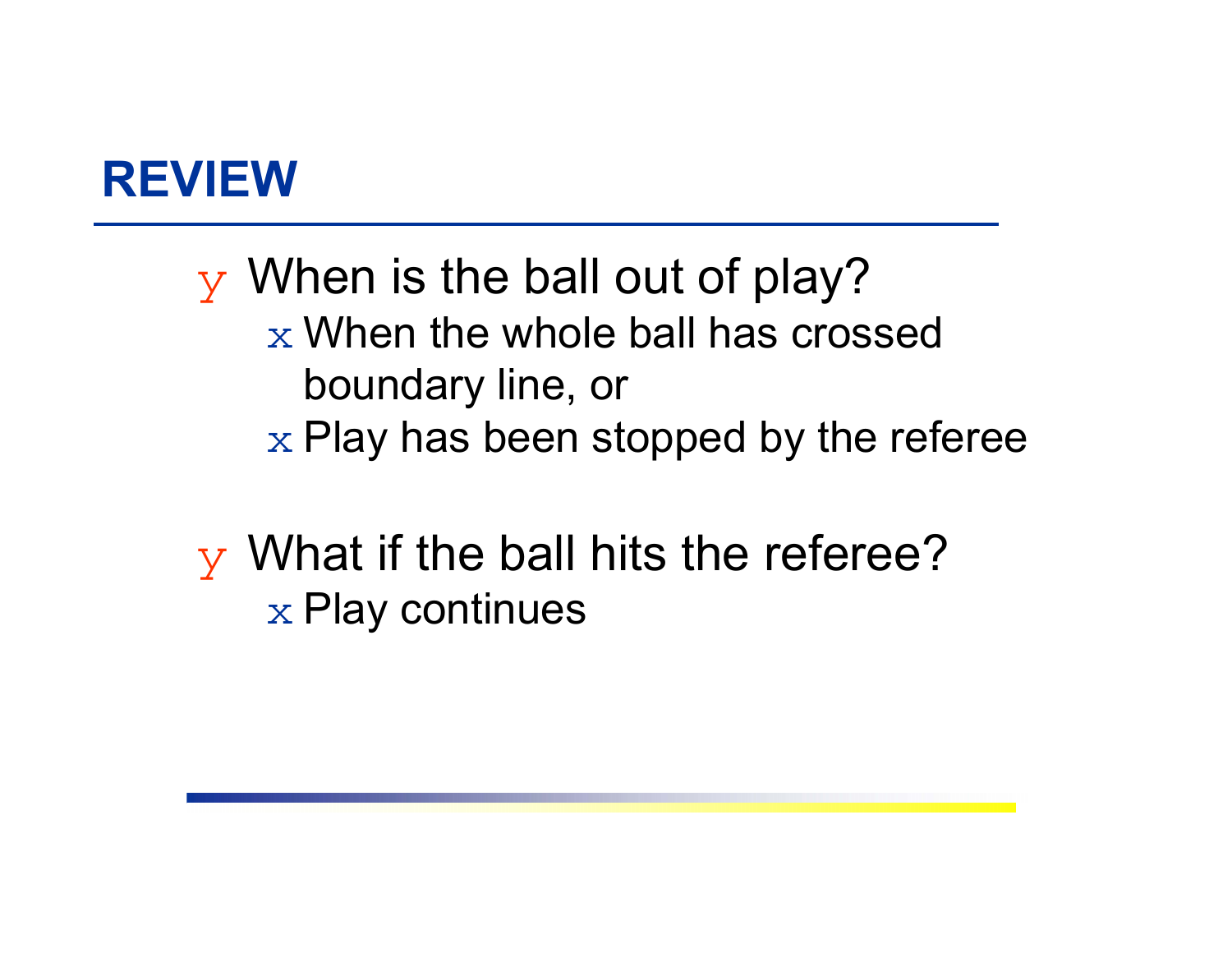# REVIEW

- When is the ball out of play?
  - When the whole ball has crossed boundary line, or
  - Play has been stopped by the referee
- What if the ball hits the referee?
  - Play continues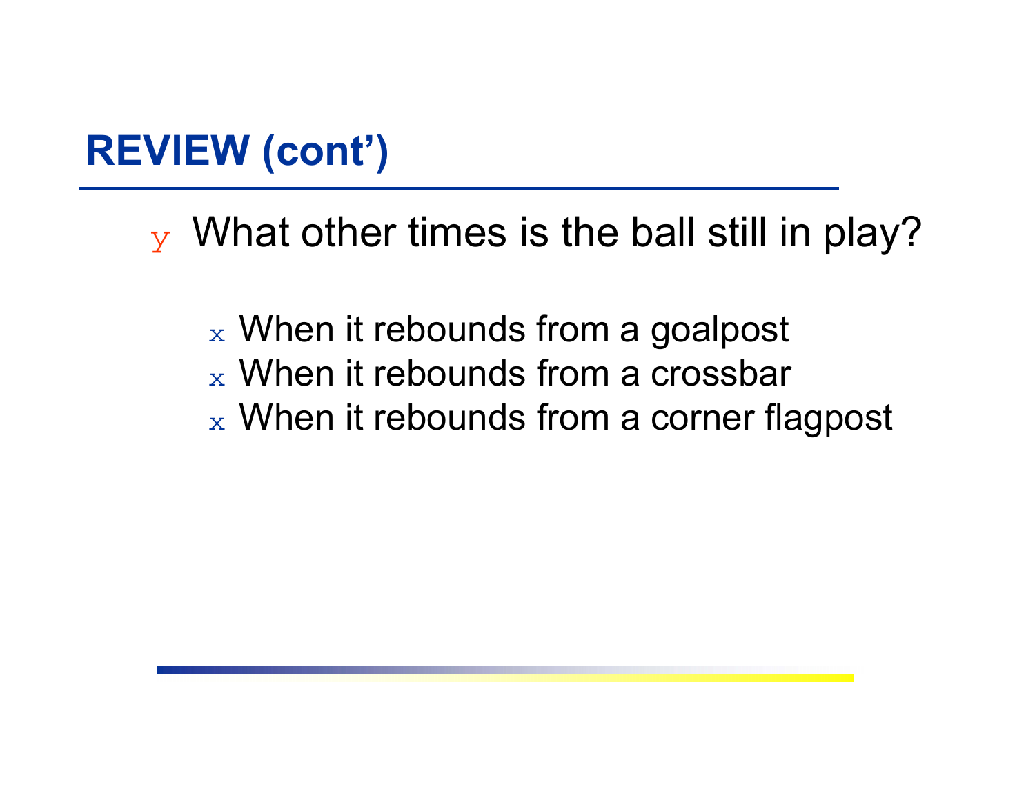# REVIEW (cont')

- What other times is the ball still in play?
  - When it rebounds from a goalpost
  - When it rebounds from a crossbar
  - When it rebounds from a corner flagpost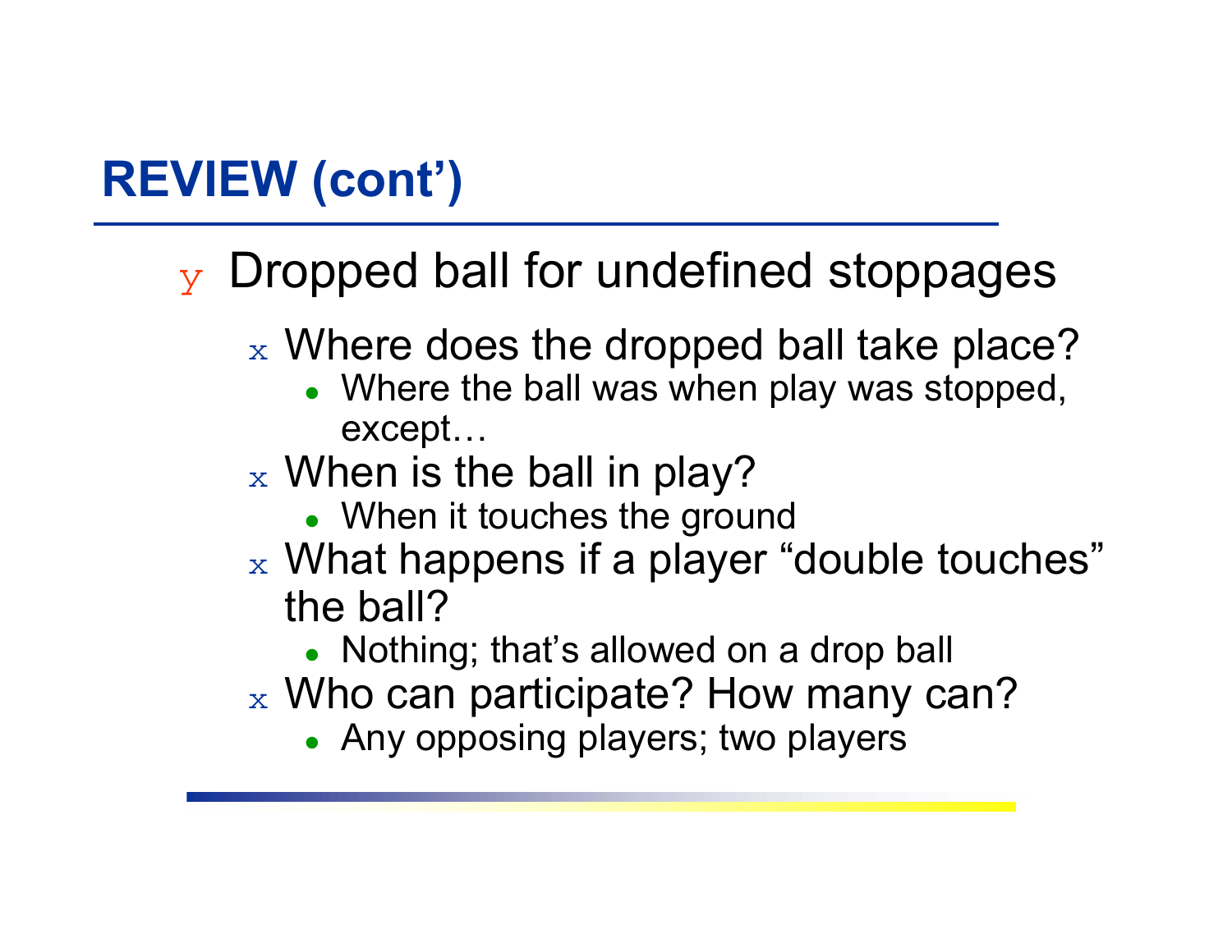# REVIEW (cont')

- Dropped ball for undefined stoppages
  - Where does the dropped ball take place?
    - Where the ball was when play was stopped, except…
  - When is the ball in play?
    - When it touches the ground
  - What happens if a player "double touches" the ball?
    - Nothing; that's allowed on a drop ball
  - Who can participate? How many can?
    - Any opposing players; two players